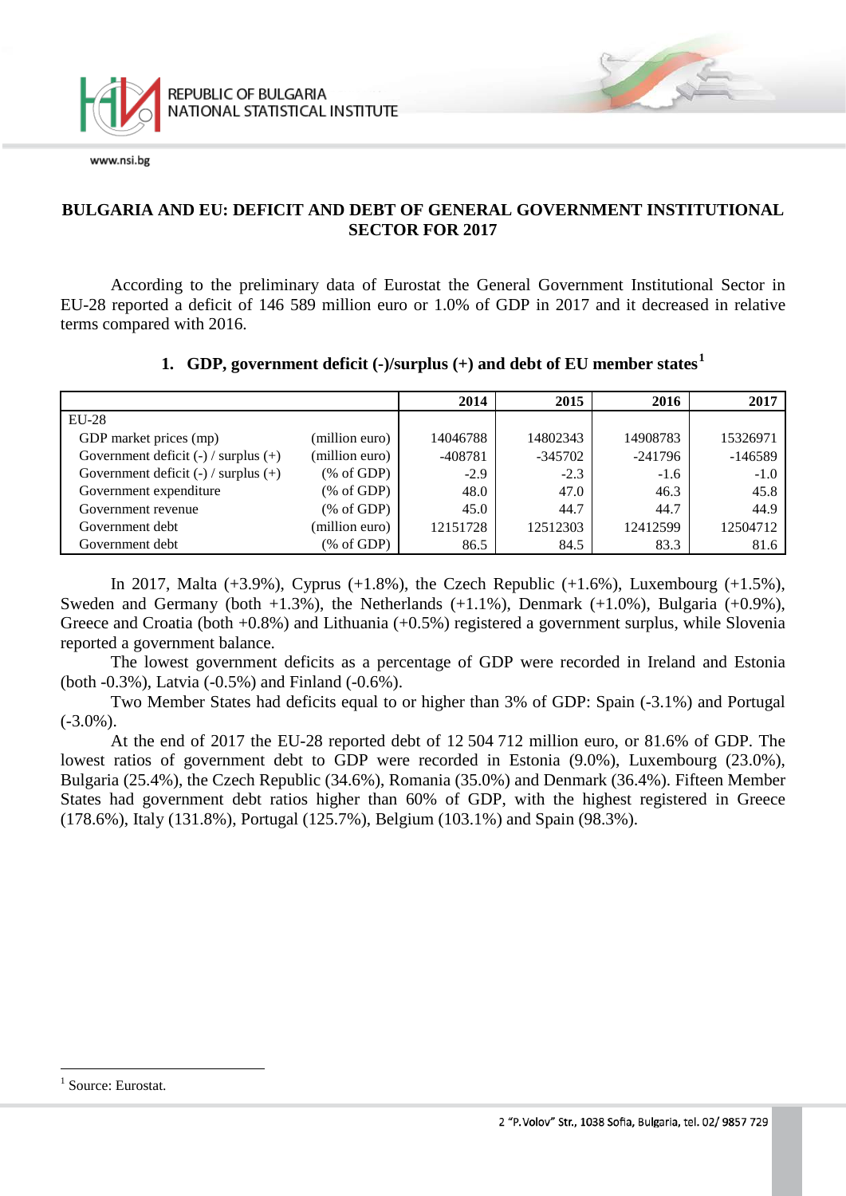REPUBLIC OF BULGARIA
NATIONAL STATISTICAL INSTITUTE

www.nsi.bg

# BULGARIA AND EU: DEFICIT AND DEBT OF GENERAL GOVERNMENT INSTITUTIONAL SECTOR FOR 2017

According to the preliminary data of Eurostat the General Government Institutional Sector in EU-28 reported a deficit of 146 589 million euro or 1.0% of GDP in 2017 and it decreased in relative terms compared with 2016.

## 1. GDP, government deficit (-)/surplus (+) and debt of EU member states[1]

| | | 2014 | 2015 | 2016 | 2017 |
|---|---|---|---|---|---|
| EU-28 | | | | | |
| GDP market prices (mp) | (million euro) | 14046788 | 14802343 | 14908783 | 15326971 |
| Government deficit (-) / surplus (+) | (million euro) | -408781 | -345702 | -241796 | -146589 |
| Government deficit (-) / surplus (+) | (% of GDP) | -2.9 | -2.3 | -1.6 | -1.0 |
| Government expenditure | (% of GDP) | 48.0 | 47.0 | 46.3 | 45.8 |
| Government revenue | (% of GDP) | 45.0 | 44.7 | 44.7 | 44.9 |
| Government debt | (million euro) | 12151728 | 12512303 | 12412599 | 12504712 |
| Government debt | (% of GDP) | 86.5 | 84.5 | 83.3 | 81.6 |

In 2017, Malta (+3.9%), Cyprus (+1.8%), the Czech Republic (+1.6%), Luxembourg (+1.5%), Sweden and Germany (both +1.3%), the Netherlands (+1.1%), Denmark (+1.0%), Bulgaria (+0.9%), Greece and Croatia (both +0.8%) and Lithuania (+0.5%) registered a government surplus, while Slovenia reported a government balance.

The lowest government deficits as a percentage of GDP were recorded in Ireland and Estonia (both -0.3%), Latvia (-0.5%) and Finland (-0.6%).

Two Member States had deficits equal to or higher than 3% of GDP: Spain (-3.1%) and Portugal (-3.0%).

At the end of 2017 the EU-28 reported debt of 12 504 712 million euro, or 81.6% of GDP. The lowest ratios of government debt to GDP were recorded in Estonia (9.0%), Luxembourg (23.0%), Bulgaria (25.4%), the Czech Republic (34.6%), Romania (35.0%) and Denmark (36.4%). Fifteen Member States had government debt ratios higher than 60% of GDP, with the highest registered in Greece (178.6%), Italy (131.8%), Portugal (125.7%), Belgium (103.1%) and Spain (98.3%).

[1] Source: Eurostat.

2 "P.Volov" Str., 1038 Sofia, Bulgaria, tel. 02/ 9857 729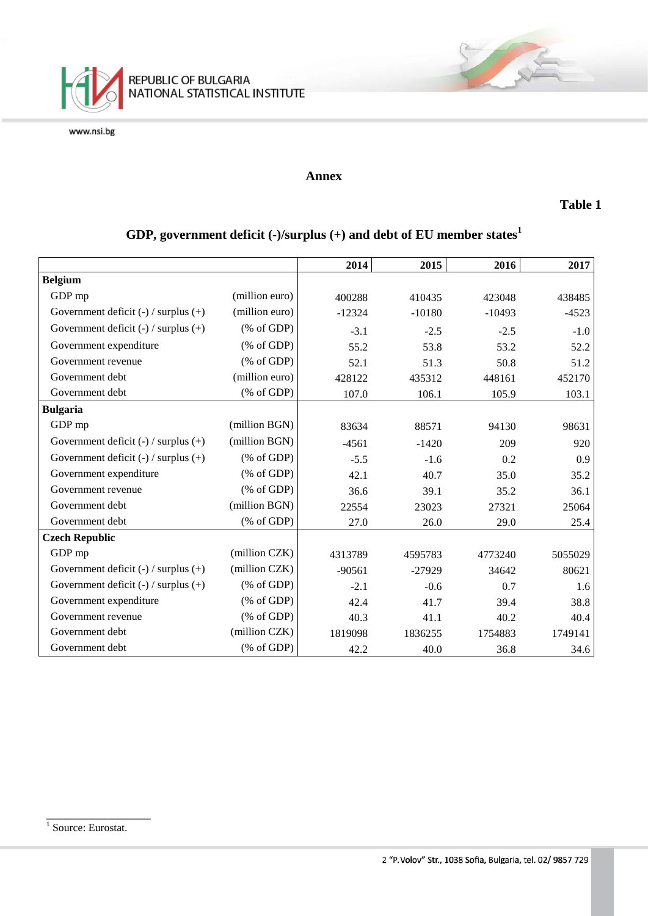## Annex

**Table 1**

### GDP, government deficit (-)/surplus (+) and debt of EU member states[1]

| | | 2014 | 2015 | 2016 | 2017 |
|---|---|---|---|---|---|
| **Belgium** | | | | | |
| GDP mp | (million euro) | 400288 | 410435 | 423048 | 438485 |
| Government deficit (-) / surplus (+) | (million euro) | -12324 | -10180 | -10493 | -4523 |
| Government deficit (-) / surplus (+) | (% of GDP) | -3.1 | -2.5 | -2.5 | -1.0 |
| Government expenditure | (% of GDP) | 55.2 | 53.8 | 53.2 | 52.2 |
| Government revenue | (% of GDP) | 52.1 | 51.3 | 50.8 | 51.2 |
| Government debt | (million euro) | 428122 | 435312 | 448161 | 452170 |
| Government debt | (% of GDP) | 107.0 | 106.1 | 105.9 | 103.1 |
| **Bulgaria** | | | | | |
| GDP mp | (million BGN) | 83634 | 88571 | 94130 | 98631 |
| Government deficit (-) / surplus (+) | (million BGN) | -4561 | -1420 | 209 | 920 |
| Government deficit (-) / surplus (+) | (% of GDP) | -5.5 | -1.6 | 0.2 | 0.9 |
| Government expenditure | (% of GDP) | 42.1 | 40.7 | 35.0 | 35.2 |
| Government revenue | (% of GDP) | 36.6 | 39.1 | 35.2 | 36.1 |
| Government debt | (million BGN) | 22554 | 23023 | 27321 | 25064 |
| Government debt | (% of GDP) | 27.0 | 26.0 | 29.0 | 25.4 |
| **Czech Republic** | | | | | |
| GDP mp | (million CZK) | 4313789 | 4595783 | 4773240 | 5055029 |
| Government deficit (-) / surplus (+) | (million CZK) | -90561 | -27929 | 34642 | 80621 |
| Government deficit (-) / surplus (+) | (% of GDP) | -2.1 | -0.6 | 0.7 | 1.6 |
| Government expenditure | (% of GDP) | 42.4 | 41.7 | 39.4 | 38.8 |
| Government revenue | (% of GDP) | 40.3 | 41.1 | 40.2 | 40.4 |
| Government debt | (million CZK) | 1819098 | 1836255 | 1754883 | 1749141 |
| Government debt | (% of GDP) | 42.2 | 40.0 | 36.8 | 34.6 |

[1] Source: Eurostat.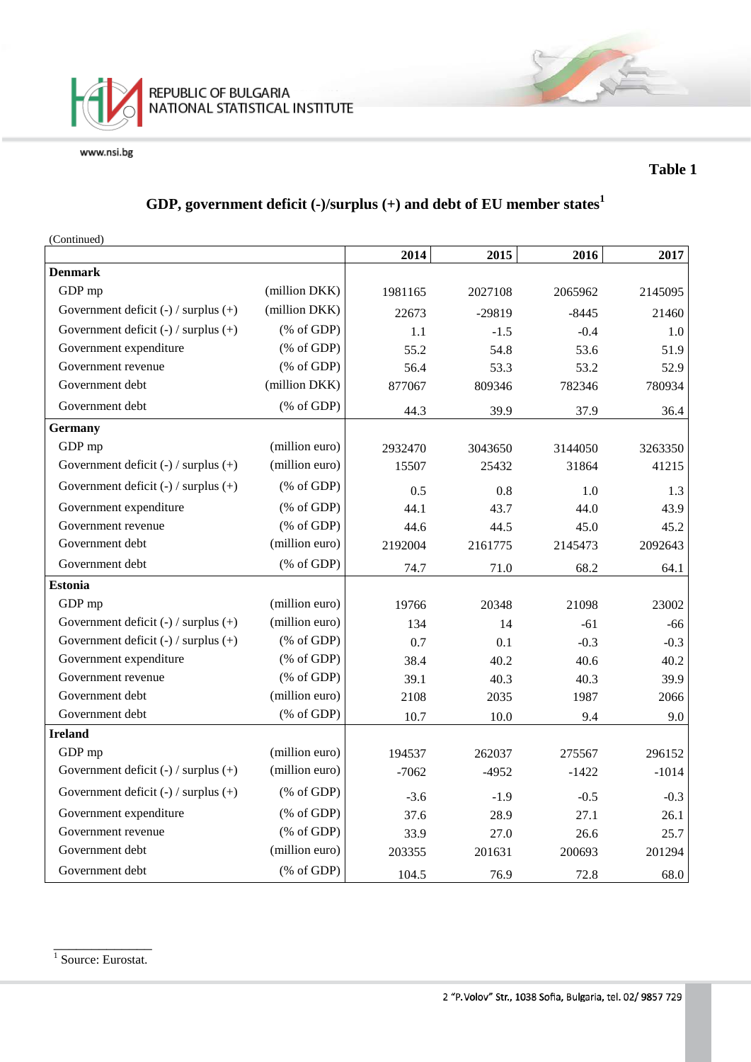Table 1

## GDP, government deficit (-)/surplus (+) and debt of EU member states[1]

(Continued)

| | | 2014 | 2015 | 2016 | 2017 |
|---|---|---|---|---|---|
| **Denmark** | | | | | |
| GDP mp | (million DKK) | 1981165 | 2027108 | 2065962 | 2145095 |
| Government deficit (-) / surplus (+) | (million DKK) | 22673 | -29819 | -8445 | 21460 |
| Government deficit (-) / surplus (+) | (% of GDP) | 1.1 | -1.5 | -0.4 | 1.0 |
| Government expenditure | (% of GDP) | 55.2 | 54.8 | 53.6 | 51.9 |
| Government revenue | (% of GDP) | 56.4 | 53.3 | 53.2 | 52.9 |
| Government debt | (million DKK) | 877067 | 809346 | 782346 | 780934 |
| Government debt | (% of GDP) | 44.3 | 39.9 | 37.9 | 36.4 |
| **Germany** | | | | | |
| GDP mp | (million euro) | 2932470 | 3043650 | 3144050 | 3263350 |
| Government deficit (-) / surplus (+) | (million euro) | 15507 | 25432 | 31864 | 41215 |
| Government deficit (-) / surplus (+) | (% of GDP) | 0.5 | 0.8 | 1.0 | 1.3 |
| Government expenditure | (% of GDP) | 44.1 | 43.7 | 44.0 | 43.9 |
| Government revenue | (% of GDP) | 44.6 | 44.5 | 45.0 | 45.2 |
| Government debt | (million euro) | 2192004 | 2161775 | 2145473 | 2092643 |
| Government debt | (% of GDP) | 74.7 | 71.0 | 68.2 | 64.1 |
| **Estonia** | | | | | |
| GDP mp | (million euro) | 19766 | 20348 | 21098 | 23002 |
| Government deficit (-) / surplus (+) | (million euro) | 134 | 14 | -61 | -66 |
| Government deficit (-) / surplus (+) | (% of GDP) | 0.7 | 0.1 | -0.3 | -0.3 |
| Government expenditure | (% of GDP) | 38.4 | 40.2 | 40.6 | 40.2 |
| Government revenue | (% of GDP) | 39.1 | 40.3 | 40.3 | 39.9 |
| Government debt | (million euro) | 2108 | 2035 | 1987 | 2066 |
| Government debt | (% of GDP) | 10.7 | 10.0 | 9.4 | 9.0 |
| **Ireland** | | | | | |
| GDP mp | (million euro) | 194537 | 262037 | 275567 | 296152 |
| Government deficit (-) / surplus (+) | (million euro) | -7062 | -4952 | -1422 | -1014 |
| Government deficit (-) / surplus (+) | (% of GDP) | -3.6 | -1.9 | -0.5 | -0.3 |
| Government expenditure | (% of GDP) | 37.6 | 28.9 | 27.1 | 26.1 |
| Government revenue | (% of GDP) | 33.9 | 27.0 | 26.6 | 25.7 |
| Government debt | (million euro) | 203355 | 201631 | 200693 | 201294 |
| Government debt | (% of GDP) | 104.5 | 76.9 | 72.8 | 68.0 |

[1] Source: Eurostat.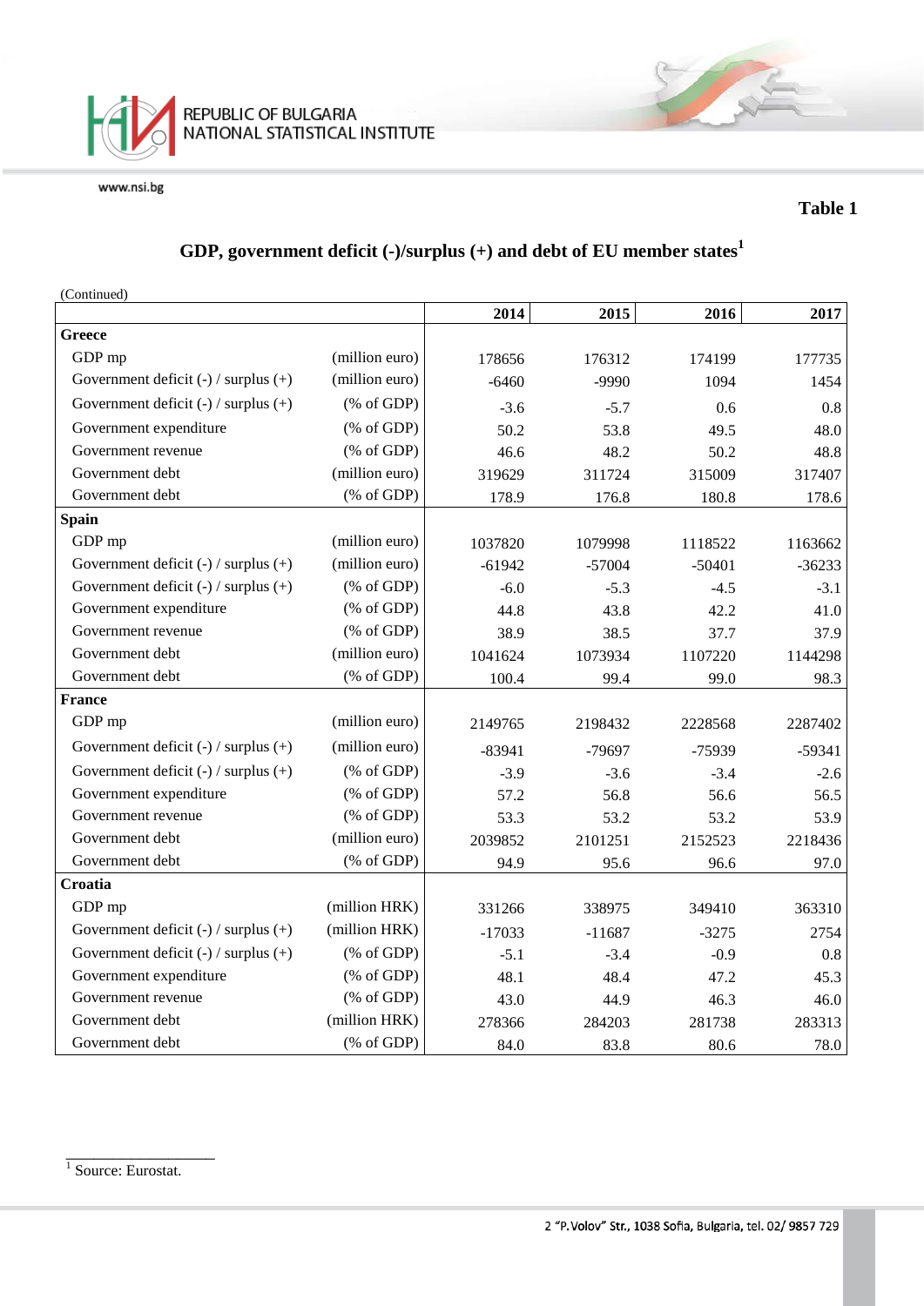Table 1

## GDP, government deficit (-)/surplus (+) and debt of EU member states[1]

(Continued)

| | | 2014 | 2015 | 2016 | 2017 |
|---|---|---|---|---|---|
| **Greece** | | | | | |
| GDP mp | (million euro) | 178656 | 176312 | 174199 | 177735 |
| Government deficit (-) / surplus (+) | (million euro) | -6460 | -9990 | 1094 | 1454 |
| Government deficit (-) / surplus (+) | (% of GDP) | -3.6 | -5.7 | 0.6 | 0.8 |
| Government expenditure | (% of GDP) | 50.2 | 53.8 | 49.5 | 48.0 |
| Government revenue | (% of GDP) | 46.6 | 48.2 | 50.2 | 48.8 |
| Government debt | (million euro) | 319629 | 311724 | 315009 | 317407 |
| Government debt | (% of GDP) | 178.9 | 176.8 | 180.8 | 178.6 |
| **Spain** | | | | | |
| GDP mp | (million euro) | 1037820 | 1079998 | 1118522 | 1163662 |
| Government deficit (-) / surplus (+) | (million euro) | -61942 | -57004 | -50401 | -36233 |
| Government deficit (-) / surplus (+) | (% of GDP) | -6.0 | -5.3 | -4.5 | -3.1 |
| Government expenditure | (% of GDP) | 44.8 | 43.8 | 42.2 | 41.0 |
| Government revenue | (% of GDP) | 38.9 | 38.5 | 37.7 | 37.9 |
| Government debt | (million euro) | 1041624 | 1073934 | 1107220 | 1144298 |
| Government debt | (% of GDP) | 100.4 | 99.4 | 99.0 | 98.3 |
| **France** | | | | | |
| GDP mp | (million euro) | 2149765 | 2198432 | 2228568 | 2287402 |
| Government deficit (-) / surplus (+) | (million euro) | -83941 | -79697 | -75939 | -59341 |
| Government deficit (-) / surplus (+) | (% of GDP) | -3.9 | -3.6 | -3.4 | -2.6 |
| Government expenditure | (% of GDP) | 57.2 | 56.8 | 56.6 | 56.5 |
| Government revenue | (% of GDP) | 53.3 | 53.2 | 53.2 | 53.9 |
| Government debt | (million euro) | 2039852 | 2101251 | 2152523 | 2218436 |
| Government debt | (% of GDP) | 94.9 | 95.6 | 96.6 | 97.0 |
| **Croatia** | | | | | |
| GDP mp | (million HRK) | 331266 | 338975 | 349410 | 363310 |
| Government deficit (-) / surplus (+) | (million HRK) | -17033 | -11687 | -3275 | 2754 |
| Government deficit (-) / surplus (+) | (% of GDP) | -5.1 | -3.4 | -0.9 | 0.8 |
| Government expenditure | (% of GDP) | 48.1 | 48.4 | 47.2 | 45.3 |
| Government revenue | (% of GDP) | 43.0 | 44.9 | 46.3 | 46.0 |
| Government debt | (million HRK) | 278366 | 284203 | 281738 | 283313 |
| Government debt | (% of GDP) | 84.0 | 83.8 | 80.6 | 78.0 |

[1] Source: Eurostat.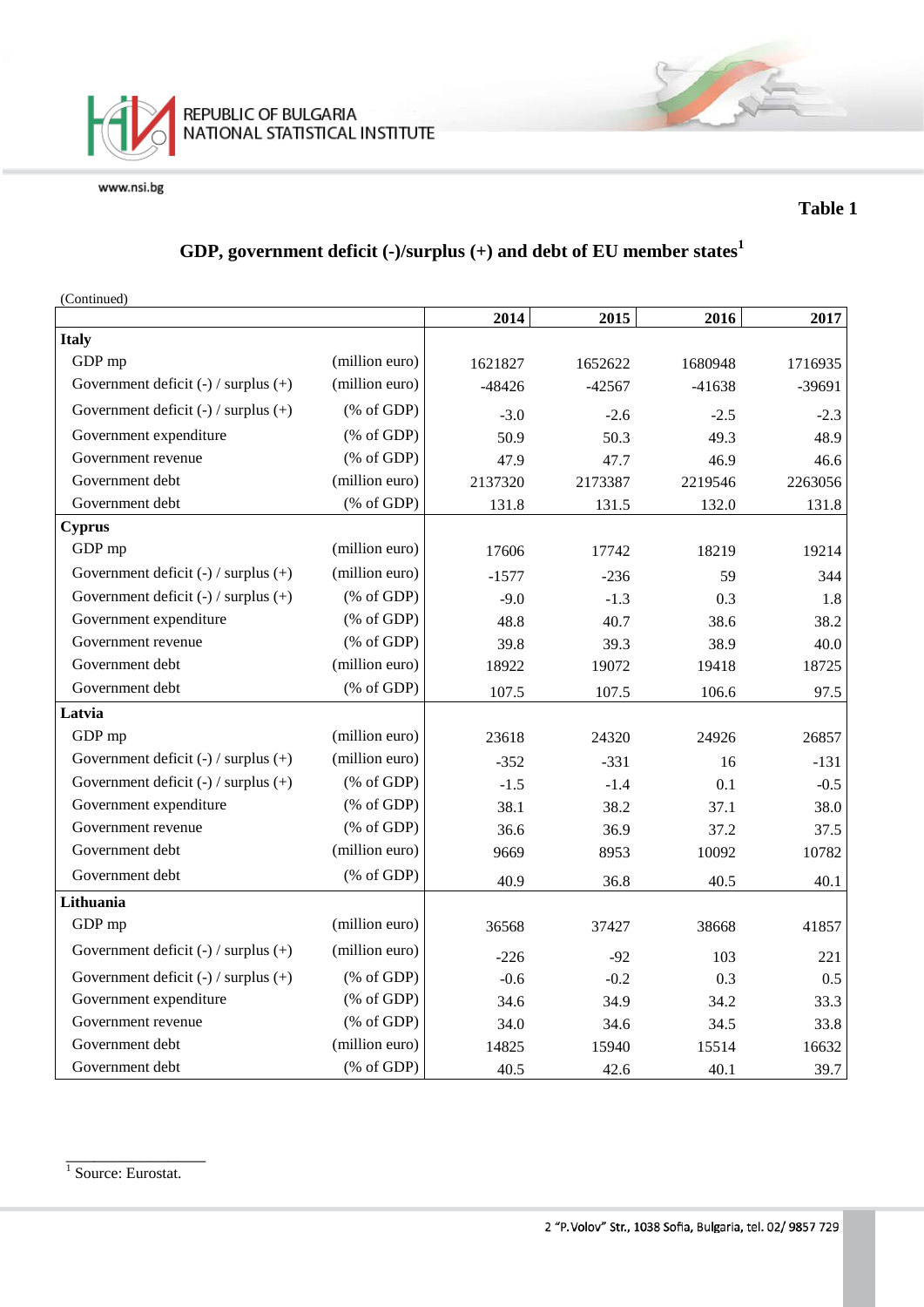**Table 1**

## GDP, government deficit (-)/surplus (+) and debt of EU member states[1]

(Continued)

| | | 2014 | 2015 | 2016 | 2017 |
|---|---|---|---|---|---|
| **Italy** | | | | | |
| GDP mp | (million euro) | 1621827 | 1652622 | 1680948 | 1716935 |
| Government deficit (-) / surplus (+) | (million euro) | -48426 | -42567 | -41638 | -39691 |
| Government deficit (-) / surplus (+) | (% of GDP) | -3.0 | -2.6 | -2.5 | -2.3 |
| Government expenditure | (% of GDP) | 50.9 | 50.3 | 49.3 | 48.9 |
| Government revenue | (% of GDP) | 47.9 | 47.7 | 46.9 | 46.6 |
| Government debt | (million euro) | 2137320 | 2173387 | 2219546 | 2263056 |
| Government debt | (% of GDP) | 131.8 | 131.5 | 132.0 | 131.8 |
| **Cyprus** | | | | | |
| GDP mp | (million euro) | 17606 | 17742 | 18219 | 19214 |
| Government deficit (-) / surplus (+) | (million euro) | -1577 | -236 | 59 | 344 |
| Government deficit (-) / surplus (+) | (% of GDP) | -9.0 | -1.3 | 0.3 | 1.8 |
| Government expenditure | (% of GDP) | 48.8 | 40.7 | 38.6 | 38.2 |
| Government revenue | (% of GDP) | 39.8 | 39.3 | 38.9 | 40.0 |
| Government debt | (million euro) | 18922 | 19072 | 19418 | 18725 |
| Government debt | (% of GDP) | 107.5 | 107.5 | 106.6 | 97.5 |
| **Latvia** | | | | | |
| GDP mp | (million euro) | 23618 | 24320 | 24926 | 26857 |
| Government deficit (-) / surplus (+) | (million euro) | -352 | -331 | 16 | -131 |
| Government deficit (-) / surplus (+) | (% of GDP) | -1.5 | -1.4 | 0.1 | -0.5 |
| Government expenditure | (% of GDP) | 38.1 | 38.2 | 37.1 | 38.0 |
| Government revenue | (% of GDP) | 36.6 | 36.9 | 37.2 | 37.5 |
| Government debt | (million euro) | 9669 | 8953 | 10092 | 10782 |
| Government debt | (% of GDP) | 40.9 | 36.8 | 40.5 | 40.1 |
| **Lithuania** | | | | | |
| GDP mp | (million euro) | 36568 | 37427 | 38668 | 41857 |
| Government deficit (-) / surplus (+) | (million euro) | -226 | -92 | 103 | 221 |
| Government deficit (-) / surplus (+) | (% of GDP) | -0.6 | -0.2 | 0.3 | 0.5 |
| Government expenditure | (% of GDP) | 34.6 | 34.9 | 34.2 | 33.3 |
| Government revenue | (% of GDP) | 34.0 | 34.6 | 34.5 | 33.8 |
| Government debt | (million euro) | 14825 | 15940 | 15514 | 16632 |
| Government debt | (% of GDP) | 40.5 | 42.6 | 40.1 | 39.7 |

[1] Source: Eurostat.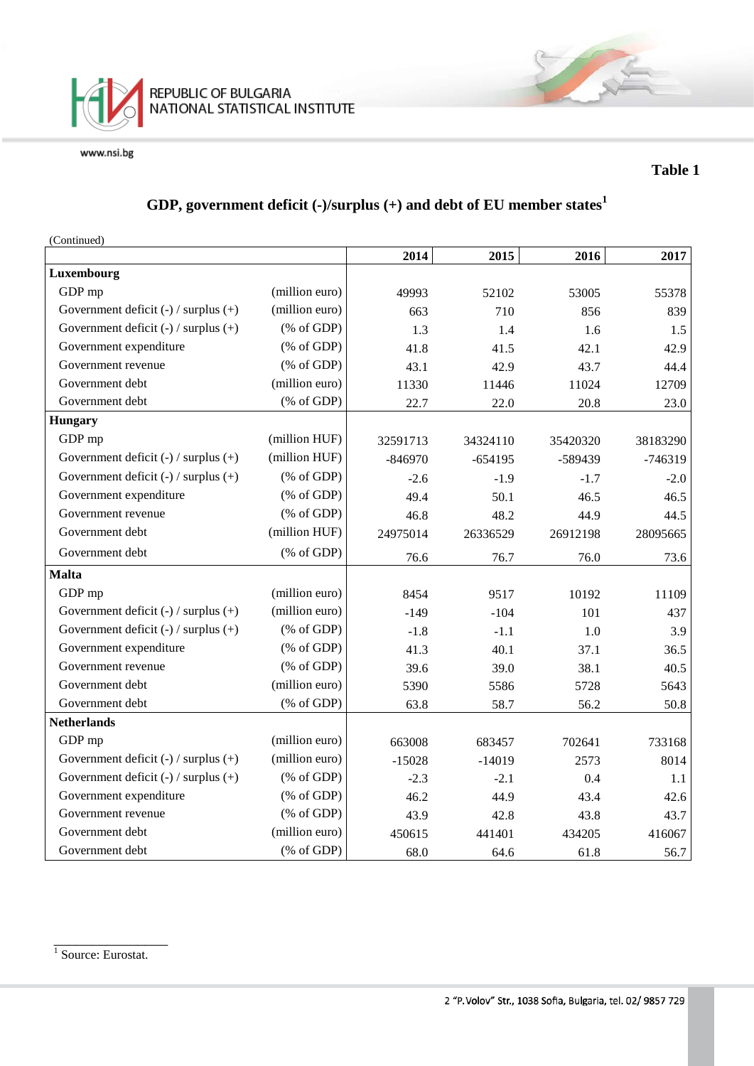**Table 1**

## GDP, government deficit (-)/surplus (+) and debt of EU member states[1]

(Continued)

| | | 2014 | 2015 | 2016 | 2017 |
|---|---|---|---|---|---|
| **Luxembourg** | | | | | |
| GDP mp | (million euro) | 49993 | 52102 | 53005 | 55378 |
| Government deficit (-) / surplus (+) | (million euro) | 663 | 710 | 856 | 839 |
| Government deficit (-) / surplus (+) | (% of GDP) | 1.3 | 1.4 | 1.6 | 1.5 |
| Government expenditure | (% of GDP) | 41.8 | 41.5 | 42.1 | 42.9 |
| Government revenue | (% of GDP) | 43.1 | 42.9 | 43.7 | 44.4 |
| Government debt | (million euro) | 11330 | 11446 | 11024 | 12709 |
| Government debt | (% of GDP) | 22.7 | 22.0 | 20.8 | 23.0 |
| **Hungary** | | | | | |
| GDP mp | (million HUF) | 32591713 | 34324110 | 35420320 | 38183290 |
| Government deficit (-) / surplus (+) | (million HUF) | -846970 | -654195 | -589439 | -746319 |
| Government deficit (-) / surplus (+) | (% of GDP) | -2.6 | -1.9 | -1.7 | -2.0 |
| Government expenditure | (% of GDP) | 49.4 | 50.1 | 46.5 | 46.5 |
| Government revenue | (% of GDP) | 46.8 | 48.2 | 44.9 | 44.5 |
| Government debt | (million HUF) | 24975014 | 26336529 | 26912198 | 28095665 |
| Government debt | (% of GDP) | 76.6 | 76.7 | 76.0 | 73.6 |
| **Malta** | | | | | |
| GDP mp | (million euro) | 8454 | 9517 | 10192 | 11109 |
| Government deficit (-) / surplus (+) | (million euro) | -149 | -104 | 101 | 437 |
| Government deficit (-) / surplus (+) | (% of GDP) | -1.8 | -1.1 | 1.0 | 3.9 |
| Government expenditure | (% of GDP) | 41.3 | 40.1 | 37.1 | 36.5 |
| Government revenue | (% of GDP) | 39.6 | 39.0 | 38.1 | 40.5 |
| Government debt | (million euro) | 5390 | 5586 | 5728 | 5643 |
| Government debt | (% of GDP) | 63.8 | 58.7 | 56.2 | 50.8 |
| **Netherlands** | | | | | |
| GDP mp | (million euro) | 663008 | 683457 | 702641 | 733168 |
| Government deficit (-) / surplus (+) | (million euro) | -15028 | -14019 | 2573 | 8014 |
| Government deficit (-) / surplus (+) | (% of GDP) | -2.3 | -2.1 | 0.4 | 1.1 |
| Government expenditure | (% of GDP) | 46.2 | 44.9 | 43.4 | 42.6 |
| Government revenue | (% of GDP) | 43.9 | 42.8 | 43.8 | 43.7 |
| Government debt | (million euro) | 450615 | 441401 | 434205 | 416067 |
| Government debt | (% of GDP) | 68.0 | 64.6 | 61.8 | 56.7 |

[1] Source: Eurostat.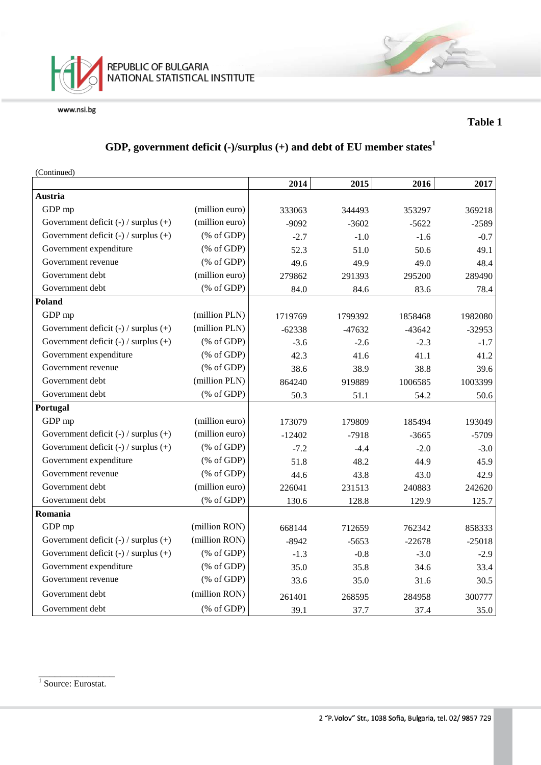**Table 1**

## GDP, government deficit (-)/surplus (+) and debt of EU member states[1]

(Continued)

| | | 2014 | 2015 | 2016 | 2017 |
|---|---|---|---|---|---|
| **Austria** | | | | | |
| GDP mp | (million euro) | 333063 | 344493 | 353297 | 369218 |
| Government deficit (-) / surplus (+) | (million euro) | -9092 | -3602 | -5622 | -2589 |
| Government deficit (-) / surplus (+) | (% of GDP) | -2.7 | -1.0 | -1.6 | -0.7 |
| Government expenditure | (% of GDP) | 52.3 | 51.0 | 50.6 | 49.1 |
| Government revenue | (% of GDP) | 49.6 | 49.9 | 49.0 | 48.4 |
| Government debt | (million euro) | 279862 | 291393 | 295200 | 289490 |
| Government debt | (% of GDP) | 84.0 | 84.6 | 83.6 | 78.4 |
| **Poland** | | | | | |
| GDP mp | (million PLN) | 1719769 | 1799392 | 1858468 | 1982080 |
| Government deficit (-) / surplus (+) | (million PLN) | -62338 | -47632 | -43642 | -32953 |
| Government deficit (-) / surplus (+) | (% of GDP) | -3.6 | -2.6 | -2.3 | -1.7 |
| Government expenditure | (% of GDP) | 42.3 | 41.6 | 41.1 | 41.2 |
| Government revenue | (% of GDP) | 38.6 | 38.9 | 38.8 | 39.6 |
| Government debt | (million PLN) | 864240 | 919889 | 1006585 | 1003399 |
| Government debt | (% of GDP) | 50.3 | 51.1 | 54.2 | 50.6 |
| **Portugal** | | | | | |
| GDP mp | (million euro) | 173079 | 179809 | 185494 | 193049 |
| Government deficit (-) / surplus (+) | (million euro) | -12402 | -7918 | -3665 | -5709 |
| Government deficit (-) / surplus (+) | (% of GDP) | -7.2 | -4.4 | -2.0 | -3.0 |
| Government expenditure | (% of GDP) | 51.8 | 48.2 | 44.9 | 45.9 |
| Government revenue | (% of GDP) | 44.6 | 43.8 | 43.0 | 42.9 |
| Government debt | (million euro) | 226041 | 231513 | 240883 | 242620 |
| Government debt | (% of GDP) | 130.6 | 128.8 | 129.9 | 125.7 |
| **Romania** | | | | | |
| GDP mp | (million RON) | 668144 | 712659 | 762342 | 858333 |
| Government deficit (-) / surplus (+) | (million RON) | -8942 | -5653 | -22678 | -25018 |
| Government deficit (-) / surplus (+) | (% of GDP) | -1.3 | -0.8 | -3.0 | -2.9 |
| Government expenditure | (% of GDP) | 35.0 | 35.8 | 34.6 | 33.4 |
| Government revenue | (% of GDP) | 33.6 | 35.0 | 31.6 | 30.5 |
| Government debt | (million RON) | 261401 | 268595 | 284958 | 300777 |
| Government debt | (% of GDP) | 39.1 | 37.7 | 37.4 | 35.0 |

[1] Source: Eurostat.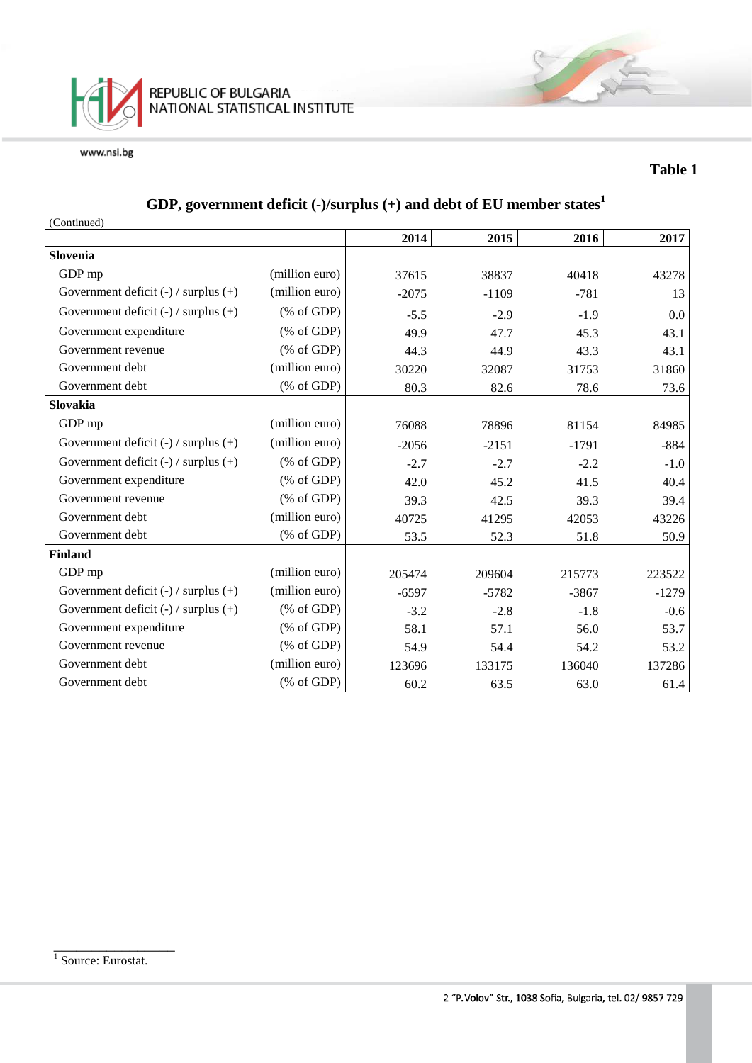Table 1

## GDP, government deficit (-)/surplus (+) and debt of EU member states[1]

(Continued)

| | | 2014 | 2015 | 2016 | 2017 |
|---|---|---|---|---|---|
| **Slovenia** | | | | | |
| GDP mp | (million euro) | 37615 | 38837 | 40418 | 43278 |
| Government deficit (-) / surplus (+) | (million euro) | -2075 | -1109 | -781 | 13 |
| Government deficit (-) / surplus (+) | (% of GDP) | -5.5 | -2.9 | -1.9 | 0.0 |
| Government expenditure | (% of GDP) | 49.9 | 47.7 | 45.3 | 43.1 |
| Government revenue | (% of GDP) | 44.3 | 44.9 | 43.3 | 43.1 |
| Government debt | (million euro) | 30220 | 32087 | 31753 | 31860 |
| Government debt | (% of GDP) | 80.3 | 82.6 | 78.6 | 73.6 |
| **Slovakia** | | | | | |
| GDP mp | (million euro) | 76088 | 78896 | 81154 | 84985 |
| Government deficit (-) / surplus (+) | (million euro) | -2056 | -2151 | -1791 | -884 |
| Government deficit (-) / surplus (+) | (% of GDP) | -2.7 | -2.7 | -2.2 | -1.0 |
| Government expenditure | (% of GDP) | 42.0 | 45.2 | 41.5 | 40.4 |
| Government revenue | (% of GDP) | 39.3 | 42.5 | 39.3 | 39.4 |
| Government debt | (million euro) | 40725 | 41295 | 42053 | 43226 |
| Government debt | (% of GDP) | 53.5 | 52.3 | 51.8 | 50.9 |
| **Finland** | | | | | |
| GDP mp | (million euro) | 205474 | 209604 | 215773 | 223522 |
| Government deficit (-) / surplus (+) | (million euro) | -6597 | -5782 | -3867 | -1279 |
| Government deficit (-) / surplus (+) | (% of GDP) | -3.2 | -2.8 | -1.8 | -0.6 |
| Government expenditure | (% of GDP) | 58.1 | 57.1 | 56.0 | 53.7 |
| Government revenue | (% of GDP) | 54.9 | 54.4 | 54.2 | 53.2 |
| Government debt | (million euro) | 123696 | 133175 | 136040 | 137286 |
| Government debt | (% of GDP) | 60.2 | 63.5 | 63.0 | 61.4 |

[1] Source: Eurostat.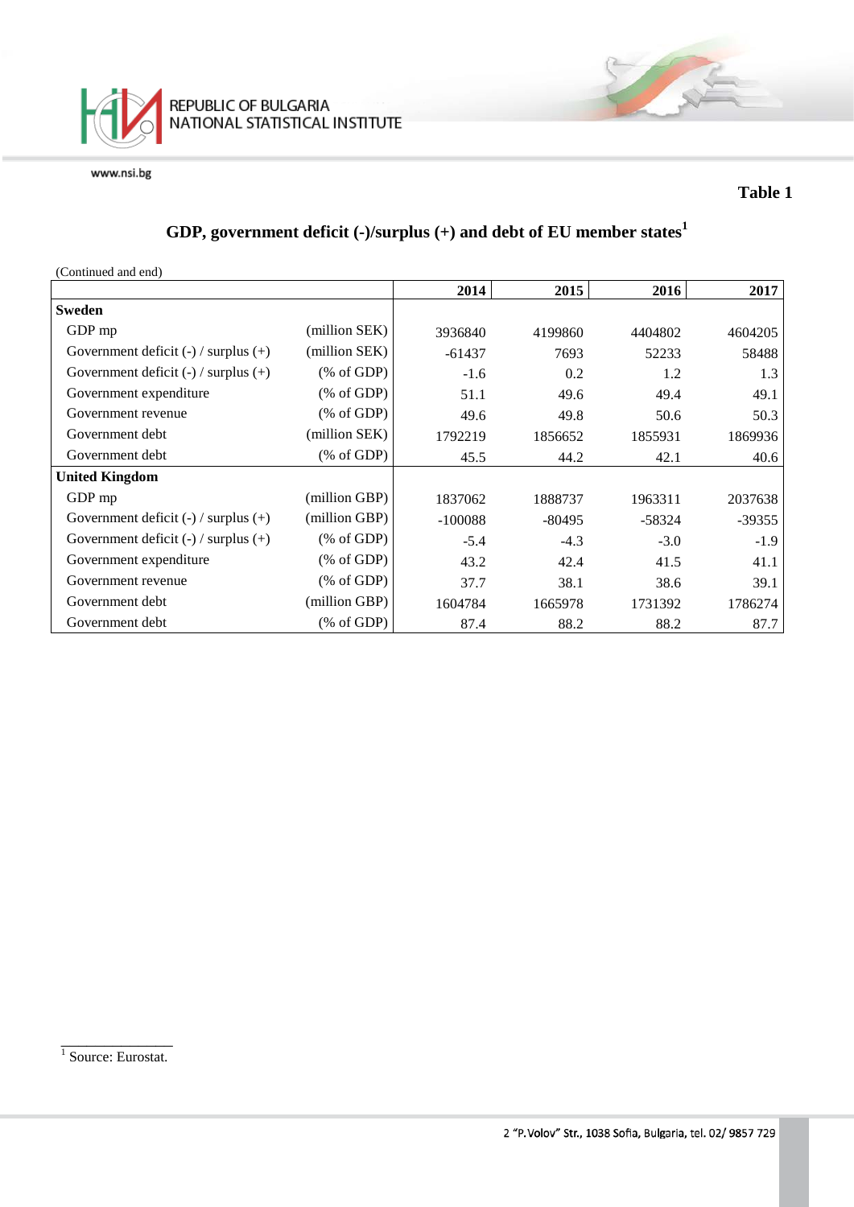Table 1

## GDP, government deficit (-)/surplus (+) and debt of EU member states[1]

(Continued and end)

| | | 2014 | 2015 | 2016 | 2017 |
|---|---|---|---|---|---|
| **Sweden** | | | | | |
| GDP mp | (million SEK) | 3936840 | 4199860 | 4404802 | 4604205 |
| Government deficit (-) / surplus (+) | (million SEK) | -61437 | 7693 | 52233 | 58488 |
| Government deficit (-) / surplus (+) | (% of GDP) | -1.6 | 0.2 | 1.2 | 1.3 |
| Government expenditure | (% of GDP) | 51.1 | 49.6 | 49.4 | 49.1 |
| Government revenue | (% of GDP) | 49.6 | 49.8 | 50.6 | 50.3 |
| Government debt | (million SEK) | 1792219 | 1856652 | 1855931 | 1869936 |
| Government debt | (% of GDP) | 45.5 | 44.2 | 42.1 | 40.6 |
| **United Kingdom** | | | | | |
| GDP mp | (million GBP) | 1837062 | 1888737 | 1963311 | 2037638 |
| Government deficit (-) / surplus (+) | (million GBP) | -100088 | -80495 | -58324 | -39355 |
| Government deficit (-) / surplus (+) | (% of GDP) | -5.4 | -4.3 | -3.0 | -1.9 |
| Government expenditure | (% of GDP) | 43.2 | 42.4 | 41.5 | 41.1 |
| Government revenue | (% of GDP) | 37.7 | 38.1 | 38.6 | 39.1 |
| Government debt | (million GBP) | 1604784 | 1665978 | 1731392 | 1786274 |
| Government debt | (% of GDP) | 87.4 | 88.2 | 88.2 | 87.7 |

[1] Source: Eurostat.